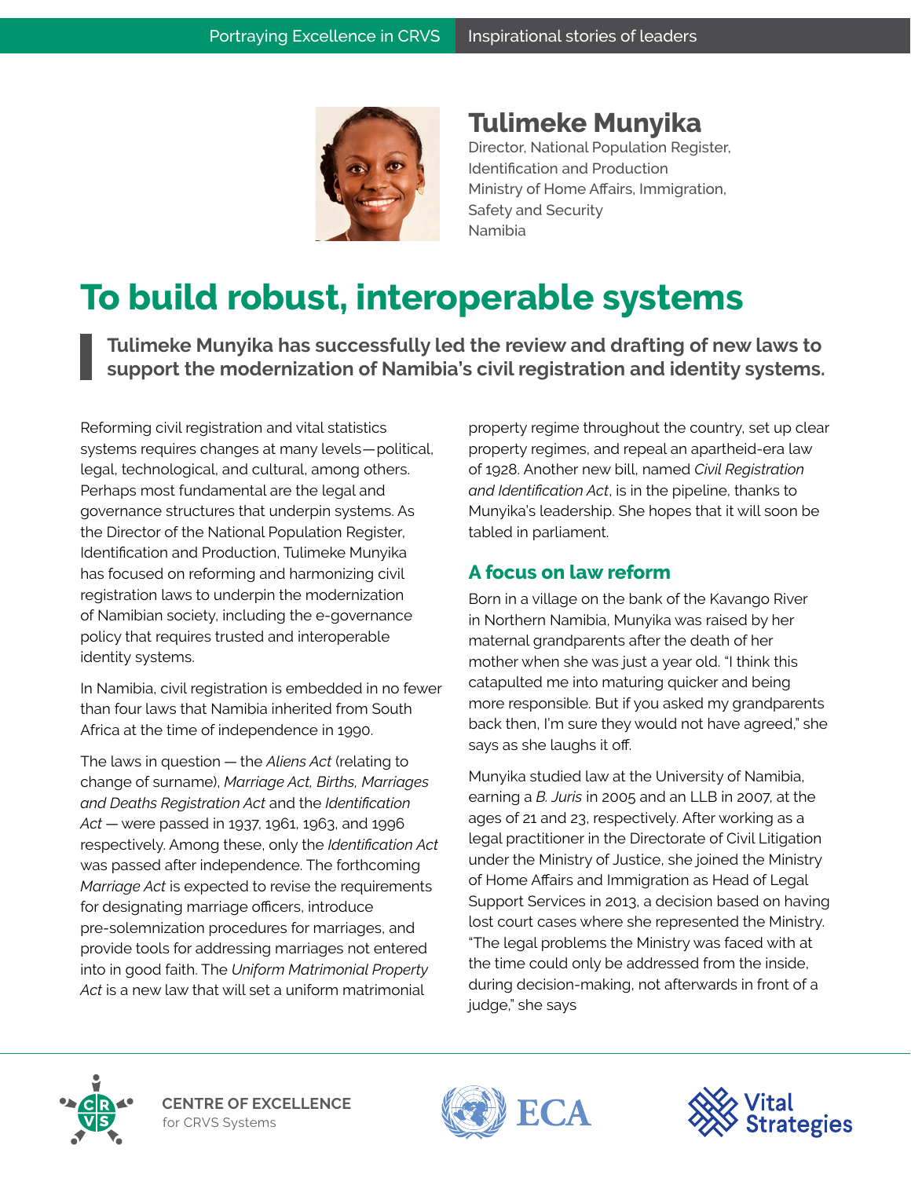# Tulimeke Munyika

Director, National Population Register, Identification and Production
Ministry of Home Affairs, Immigration, Safety and Security
Namibia

# To build robust, interoperable systems

> **Tulimeke Munyika has successfully led the review and drafting of new laws to support the modernization of Namibia's civil registration and identity systems.**

Reforming civil registration and vital statistics systems requires changes at many levels—political, legal, technological, and cultural, among others. Perhaps most fundamental are the legal and governance structures that underpin systems. As the Director of the National Population Register, Identification and Production, Tulimeke Munyika has focused on reforming and harmonizing civil registration laws to underpin the modernization of Namibian society, including the e-governance policy that requires trusted and interoperable identity systems.

In Namibia, civil registration is embedded in no fewer than four laws that Namibia inherited from South Africa at the time of independence in 1990.

The laws in question — the *Aliens Act* (relating to change of surname), *Marriage Act, Births, Marriages and Deaths Registration Act* and the *Identification Act* — were passed in 1937, 1961, 1963, and 1996 respectively. Among these, only the *Identification Act* was passed after independence. The forthcoming *Marriage Act* is expected to revise the requirements for designating marriage officers, introduce pre-solemnization procedures for marriages, and provide tools for addressing marriages not entered into in good faith. The *Uniform Matrimonial Property Act* is a new law that will set a uniform matrimonial property regime throughout the country, set up clear property regimes, and repeal an apartheid-era law of 1928. Another new bill, named *Civil Registration and Identification Act*, is in the pipeline, thanks to Munyika's leadership. She hopes that it will soon be tabled in parliament.

## A focus on law reform

Born in a village on the bank of the Kavango River in Northern Namibia, Munyika was raised by her maternal grandparents after the death of her mother when she was just a year old. "I think this catapulted me into maturing quicker and being more responsible. But if you asked my grandparents back then, I'm sure they would not have agreed," she says as she laughs it off.

Munyika studied law at the University of Namibia, earning a *B. Juris* in 2005 and an LLB in 2007, at the ages of 21 and 23, respectively. After working as a legal practitioner in the Directorate of Civil Litigation under the Ministry of Justice, she joined the Ministry of Home Affairs and Immigration as Head of Legal Support Services in 2013, a decision based on having lost court cases where she represented the Ministry. "The legal problems the Ministry was faced with at the time could only be addressed from the inside, during decision-making, not afterwards in front of a judge," she says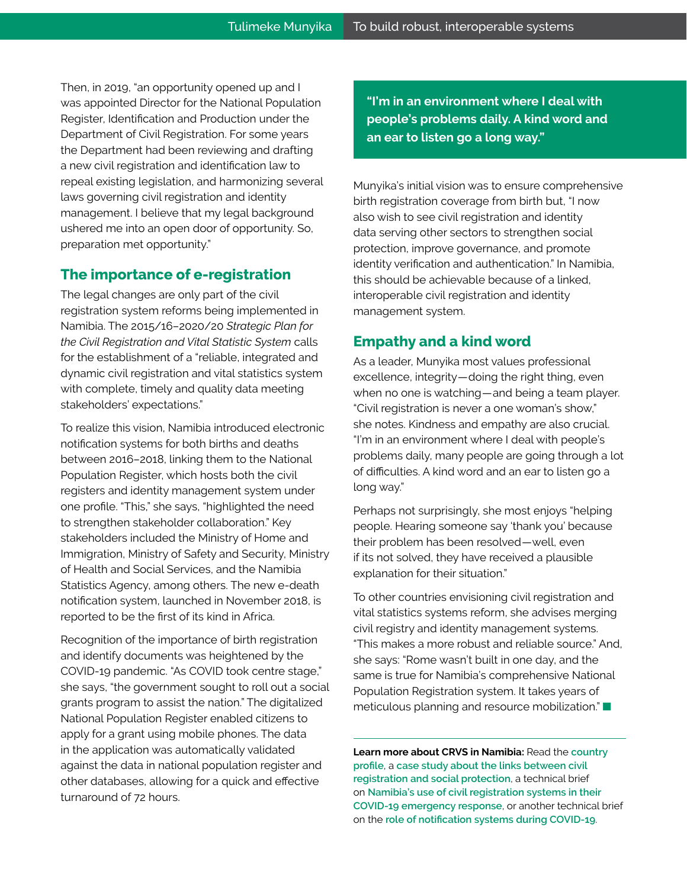Then, in 2019, "an opportunity opened up and I was appointed Director for the National Population Register, Identification and Production under the Department of Civil Registration. For some years the Department had been reviewing and drafting a new civil registration and identification law to repeal existing legislation, and harmonizing several laws governing civil registration and identity management. I believe that my legal background ushered me into an open door of opportunity. So, preparation met opportunity."

## The importance of e-registration

The legal changes are only part of the civil registration system reforms being implemented in Namibia. The 2015/16–2020/20 *Strategic Plan for the Civil Registration and Vital Statistic System* calls for the establishment of a "reliable, integrated and dynamic civil registration and vital statistics system with complete, timely and quality data meeting stakeholders' expectations."

To realize this vision, Namibia introduced electronic notification systems for both births and deaths between 2016–2018, linking them to the National Population Register, which hosts both the civil registers and identity management system under one profile. "This," she says, "highlighted the need to strengthen stakeholder collaboration." Key stakeholders included the Ministry of Home and Immigration, Ministry of Safety and Security, Ministry of Health and Social Services, and the Namibia Statistics Agency, among others. The new e-death notification system, launched in November 2018, is reported to be the first of its kind in Africa.

Recognition of the importance of birth registration and identify documents was heightened by the COVID-19 pandemic. "As COVID took centre stage," she says, "the government sought to roll out a social grants program to assist the nation." The digitalized National Population Register enabled citizens to apply for a grant using mobile phones. The data in the application was automatically validated against the data in national population register and other databases, allowing for a quick and effective turnaround of 72 hours.

> **"I'm in an environment where I deal with people's problems daily. A kind word and an ear to listen go a long way."**

Munyika's initial vision was to ensure comprehensive birth registration coverage from birth but, "I now also wish to see civil registration and identity data serving other sectors to strengthen social protection, improve governance, and promote identity verification and authentication." In Namibia, this should be achievable because of a linked, interoperable civil registration and identity management system.

## Empathy and a kind word

As a leader, Munyika most values professional excellence, integrity—doing the right thing, even when no one is watching—and being a team player. "Civil registration is never a one woman's show," she notes. Kindness and empathy are also crucial. "I'm in an environment where I deal with people's problems daily, many people are going through a lot of difficulties. A kind word and an ear to listen go a long way."

Perhaps not surprisingly, she most enjoys "helping people. Hearing someone say 'thank you' because their problem has been resolved—well, even if its not solved, they have received a plausible explanation for their situation."

To other countries envisioning civil registration and vital statistics systems reform, she advises merging civil registry and identity management systems. "This makes a more robust and reliable source." And, she says: "Rome wasn't built in one day, and the same is true for Namibia's comprehensive National Population Registration system. It takes years of meticulous planning and resource mobilization." ■

---

**Learn more about CRVS in Namibia:** Read the **country profile**, a **case study about the links between civil registration and social protection**, a technical brief on **Namibia's use of civil registration systems in their COVID-19 emergency response**, or another technical brief on the **role of notification systems during COVID-19**.